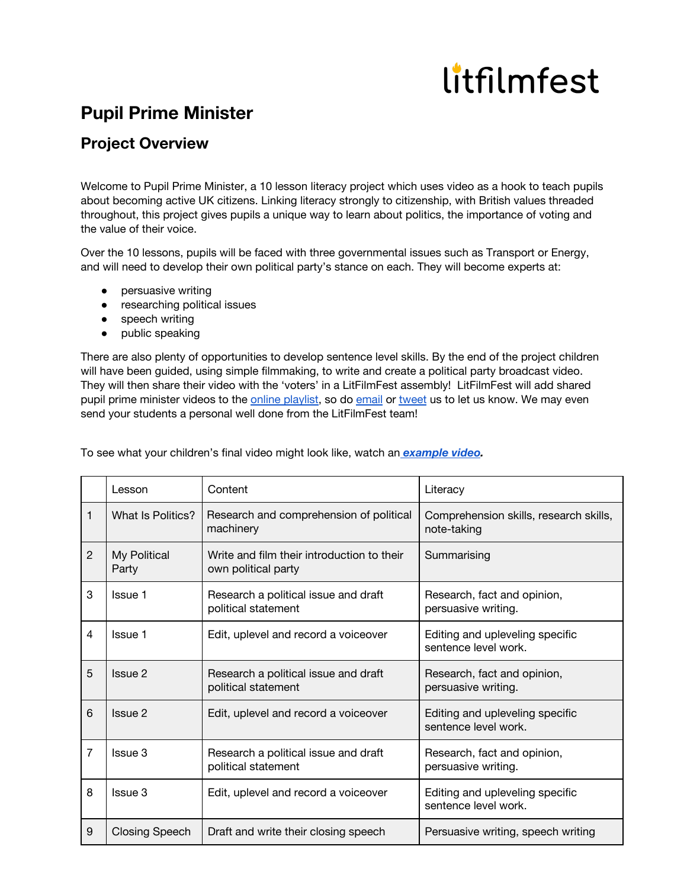litfilmfest

# Pupil Prime Minister

## Project Overview

Welcome to Pupil Prime Minister, a 10 lesson literacy project which uses video as a hook to teach pupils about becoming active UK citizens. Linking literacy strongly to citizenship, with British values threaded throughout, this project gives pupils a unique way to learn about politics, the importance of voting and the value of their voice.

Over the 10 lessons, pupils will be faced with three governmental issues such as Transport or Energy, and will need to develop their own political party's stance on each. They will become experts at:

- persuasive writing
- researching political issues
- speech writing
- public speaking

There are also plenty of opportunities to develop sentence level skills. By the end of the project children will have been guided, using simple filmmaking, to write and create a political party broadcast video. They will then share their video with the 'voters' in a LitFilmFest assembly! LitFilmFest will add shared pupil prime minister videos to the online playlist, so do email or tweet us to let us know. We may even send your students a personal well done from the LitFilmFest team!

To see what your children's final video might look like, watch an ***example video***.

| | Lesson | Content | Literacy |
|---|---|---|---|
| 1 | What Is Politics? | Research and comprehension of political machinery | Comprehension skills, research skills, note-taking |
| 2 | My Political Party | Write and film their introduction to their own political party | Summarising |
| 3 | Issue 1 | Research a political issue and draft political statement | Research, fact and opinion, persuasive writing. |
| 4 | Issue 1 | Edit, uplevel and record a voiceover | Editing and upleveling specific sentence level work. |
| 5 | Issue 2 | Research a political issue and draft political statement | Research, fact and opinion, persuasive writing. |
| 6 | Issue 2 | Edit, uplevel and record a voiceover | Editing and upleveling specific sentence level work. |
| 7 | Issue 3 | Research a political issue and draft political statement | Research, fact and opinion, persuasive writing. |
| 8 | Issue 3 | Edit, uplevel and record a voiceover | Editing and upleveling specific sentence level work. |
| 9 | Closing Speech | Draft and write their closing speech | Persuasive writing, speech writing |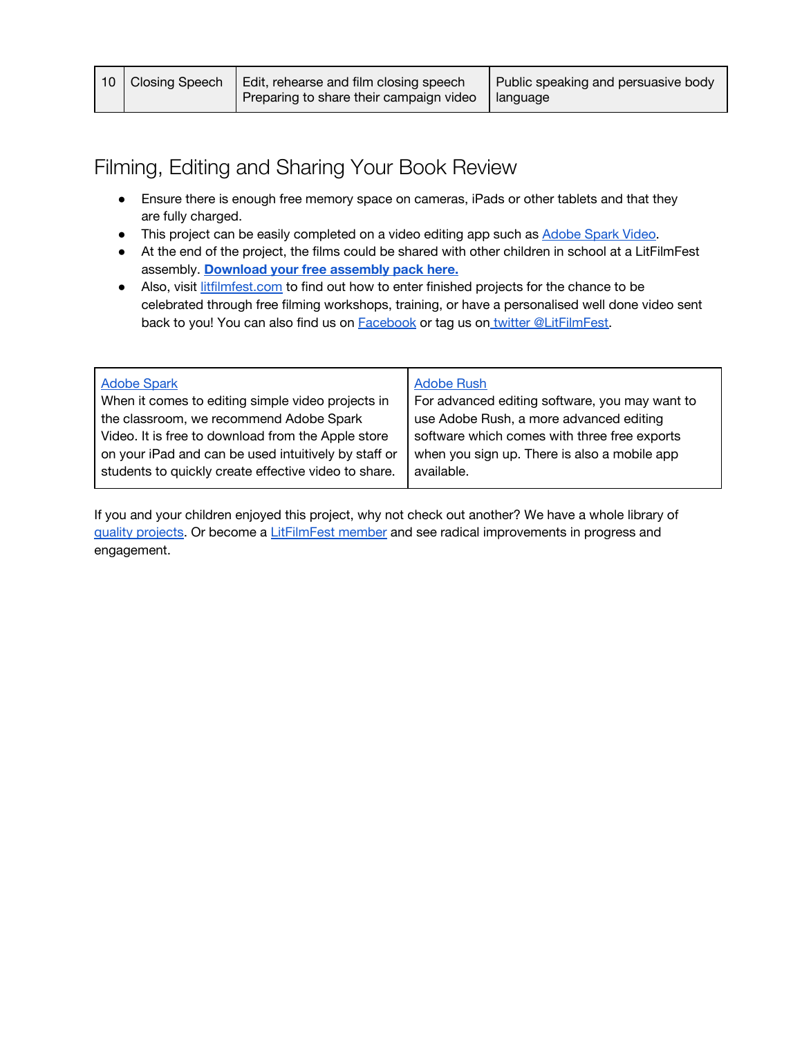| | | | |
|---|---|---|---|
| 10 | Closing Speech | Edit, rehearse and film closing speech<br>Preparing to share their campaign video | Public speaking and persuasive body language |

## Filming, Editing and Sharing Your Book Review

- Ensure there is enough free memory space on cameras, iPads or other tablets and that they are fully charged.
- This project can be easily completed on a video editing app such as Adobe Spark Video.
- At the end of the project, the films could be shared with other children in school at a LitFilmFest assembly. **Download your free assembly pack here.**
- Also, visit litfilmfest.com to find out how to enter finished projects for the chance to be celebrated through free filming workshops, training, or have a personalised well done video sent back to you! You can also find us on Facebook or tag us on twitter @LitFilmFest.

| | |
|---|---|
| Adobe Spark<br>When it comes to editing simple video projects in the classroom, we recommend Adobe Spark Video. It is free to download from the Apple store on your iPad and can be used intuitively by staff or students to quickly create effective video to share. | Adobe Rush<br>For advanced editing software, you may want to use Adobe Rush, a more advanced editing software which comes with three free exports when you sign up. There is also a mobile app available. |

If you and your children enjoyed this project, why not check out another? We have a whole library of quality projects. Or become a LitFilmFest member and see radical improvements in progress and engagement.